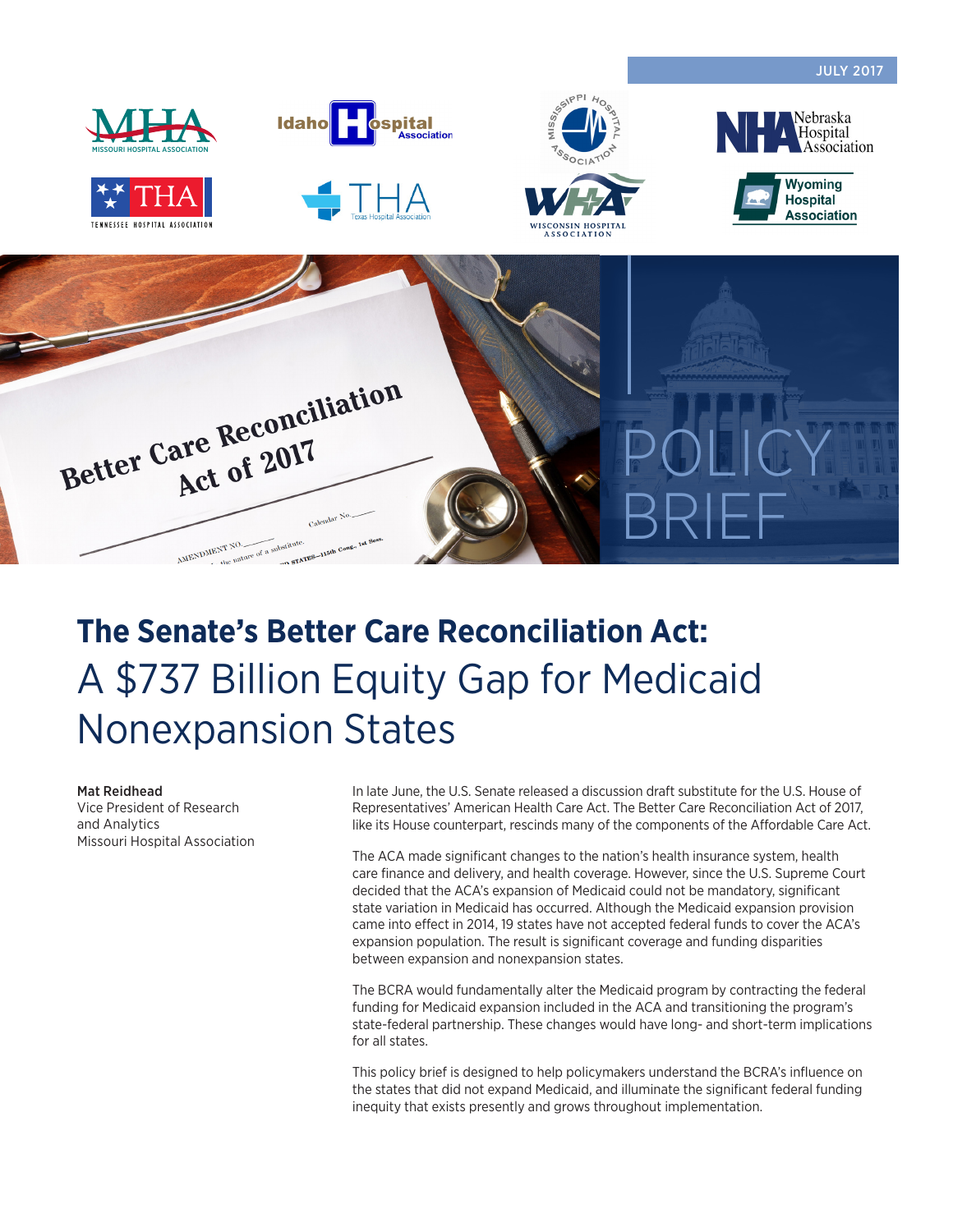JULY 2017

POLICY BRIEF

# The Senate's Better Care Reconciliation Act: A $737 Billion Equity Gap for Medicaid Nonexpansion States

**Mat Reidhead**
Vice President of Research and Analytics
Missouri Hospital Association

In late June, the U.S. Senate released a discussion draft substitute for the U.S. House of Representatives' American Health Care Act. The Better Care Reconciliation Act of 2017, like its House counterpart, rescinds many of the components of the Affordable Care Act.

The ACA made significant changes to the nation's health insurance system, health care finance and delivery, and health coverage. However, since the U.S. Supreme Court decided that the ACA's expansion of Medicaid could not be mandatory, significant state variation in Medicaid has occurred. Although the Medicaid expansion provision came into effect in 2014, 19 states have not accepted federal funds to cover the ACA's expansion population. The result is significant coverage and funding disparities between expansion and nonexpansion states.

The BCRA would fundamentally alter the Medicaid program by contracting the federal funding for Medicaid expansion included in the ACA and transitioning the program's state-federal partnership. These changes would have long- and short-term implications for all states.

This policy brief is designed to help policymakers understand the BCRA's influence on the states that did not expand Medicaid, and illuminate the significant federal funding inequity that exists presently and grows throughout implementation.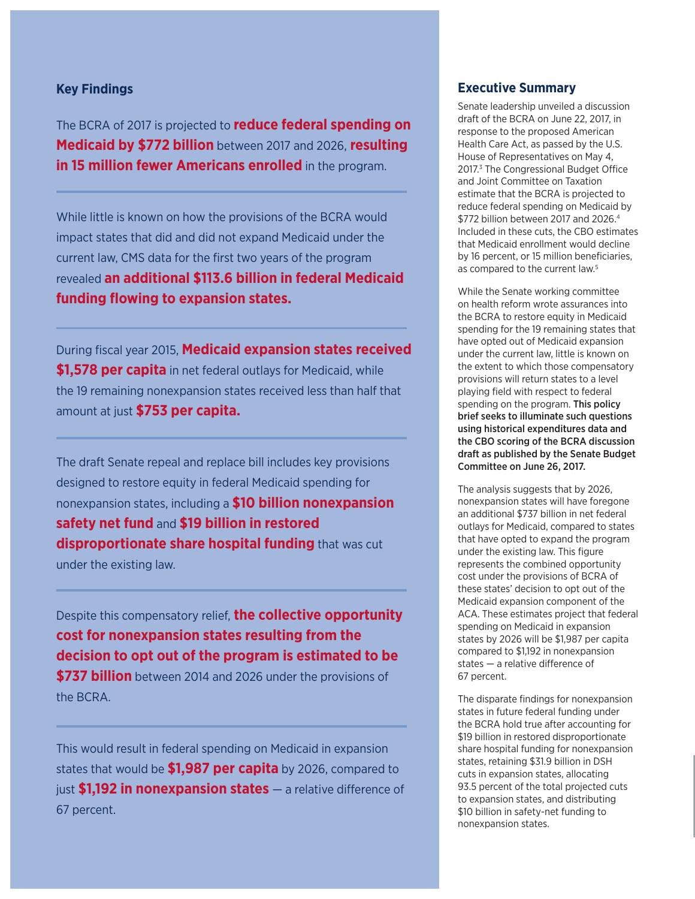## Key Findings

The BCRA of 2017 is projected to **reduce federal spending on Medicaid by $772 billion** between 2017 and 2026, **resulting in 15 million fewer Americans enrolled** in the program.

---

While little is known on how the provisions of the BCRA would impact states that did and did not expand Medicaid under the current law, CMS data for the first two years of the program revealed **an additional $113.6 billion in federal Medicaid funding flowing to expansion states.**

---

During fiscal year 2015, **Medicaid expansion states received $1,578 per capita** in net federal outlays for Medicaid, while the 19 remaining nonexpansion states received less than half that amount at just **$753 per capita.**

---

The draft Senate repeal and replace bill includes key provisions designed to restore equity in federal Medicaid spending for nonexpansion states, including a **$10 billion nonexpansion safety net fund** and **$19 billion in restored disproportionate share hospital funding** that was cut under the existing law.

---

Despite this compensatory relief, **the collective opportunity cost for nonexpansion states resulting from the decision to opt out of the program is estimated to be $737 billion** between 2014 and 2026 under the provisions of the BCRA.

---

This would result in federal spending on Medicaid in expansion states that would be **$1,987 per capita** by 2026, compared to just **$1,192 in nonexpansion states** — a relative difference of 67 percent.

## Executive Summary

Senate leadership unveiled a discussion draft of the BCRA on June 22, 2017, in response to the proposed American Health Care Act, as passed by the U.S. House of Representatives on May 4, 2017.[3] The Congressional Budget Office and Joint Committee on Taxation estimate that the BCRA is projected to reduce federal spending on Medicaid by $772 billion between 2017 and 2026.[4] Included in these cuts, the CBO estimates that Medicaid enrollment would decline by 16 percent, or 15 million beneficiaries, as compared to the current law.[5]

While the Senate working committee on health reform wrote assurances into the BCRA to restore equity in Medicaid spending for the 19 remaining states that have opted out of Medicaid expansion under the current law, little is known on the extent to which those compensatory provisions will return states to a level playing field with respect to federal spending on the program. **This policy brief seeks to illuminate such questions using historical expenditures data and the CBO scoring of the BCRA discussion draft as published by the Senate Budget Committee on June 26, 2017.**

The analysis suggests that by 2026, nonexpansion states will have foregone an additional $737 billion in net federal outlays for Medicaid, compared to states that have opted to expand the program under the existing law. This figure represents the combined opportunity cost under the provisions of BCRA of these states' decision to opt out of the Medicaid expansion component of the ACA. These estimates project that federal spending on Medicaid in expansion states by 2026 will be $1,987 per capita compared to $1,192 in nonexpansion states — a relative difference of 67 percent.

The disparate findings for nonexpansion states in future federal funding under the BCRA hold true after accounting for $19 billion in restored disproportionate share hospital funding for nonexpansion states, retaining $31.9 billion in DSH cuts in expansion states, allocating 93.5 percent of the total projected cuts to expansion states, and distributing $10 billion in safety-net funding to nonexpansion states.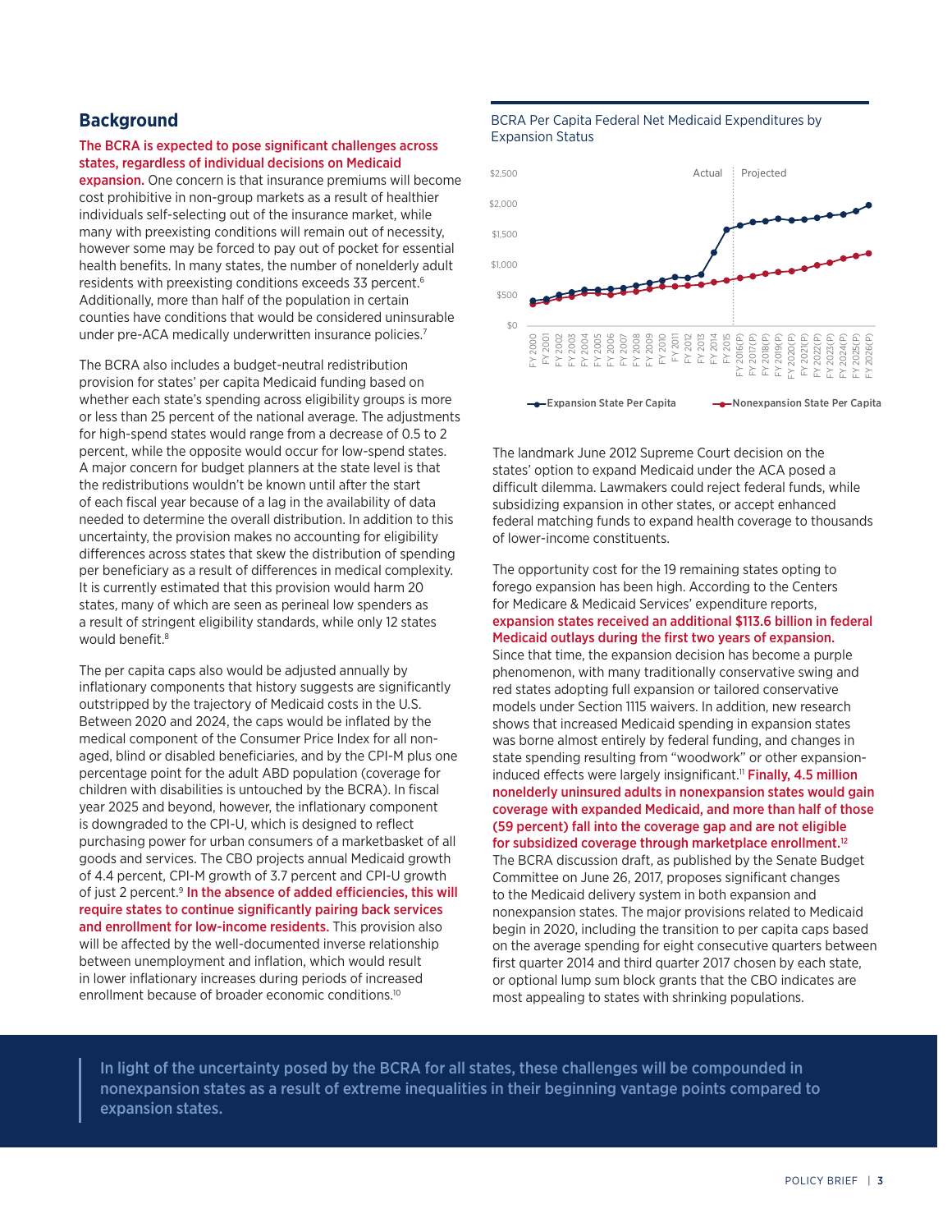## Background

**The BCRA is expected to pose significant challenges across states, regardless of individual decisions on Medicaid expansion.** One concern is that insurance premiums will become cost prohibitive in non-group markets as a result of healthier individuals self-selecting out of the insurance market, while many with preexisting conditions will remain out of necessity, however some may be forced to pay out of pocket for essential health benefits. In many states, the number of nonelderly adult residents with preexisting conditions exceeds 33 percent.[6] Additionally, more than half of the population in certain counties have conditions that would be considered uninsurable under pre-ACA medically underwritten insurance policies.[7]

The BCRA also includes a budget-neutral redistribution provision for states' per capita Medicaid funding based on whether each state's spending across eligibility groups is more or less than 25 percent of the national average. The adjustments for high-spend states would range from a decrease of 0.5 to 2 percent, while the opposite would occur for low-spend states. A major concern for budget planners at the state level is that the redistributions wouldn't be known until after the start of each fiscal year because of a lag in the availability of data needed to determine the overall distribution. In addition to this uncertainty, the provision makes no accounting for eligibility differences across states that skew the distribution of spending per beneficiary as a result of differences in medical complexity. It is currently estimated that this provision would harm 20 states, many of which are seen as perineal low spenders as a result of stringent eligibility standards, while only 12 states would benefit.[8]

The per capita caps also would be adjusted annually by inflationary components that history suggests are significantly outstripped by the trajectory of Medicaid costs in the U.S. Between 2020 and 2024, the caps would be inflated by the medical component of the Consumer Price Index for all non-aged, blind or disabled beneficiaries, and by the CPI-M plus one percentage point for the adult ABD population (coverage for children with disabilities is untouched by the BCRA). In fiscal year 2025 and beyond, however, the inflationary component is downgraded to the CPI-U, which is designed to reflect purchasing power for urban consumers of a marketbasket of all goods and services. The CBO projects annual Medicaid growth of 4.4 percent, CPI-M growth of 3.7 percent and CPI-U growth of just 2 percent.[9] **In the absence of added efficiencies, this will require states to continue significantly pairing back services and enrollment for low-income residents.** This provision also will be affected by the well-documented inverse relationship between unemployment and inflation, which would result in lower inflationary increases during periods of increased enrollment because of broader economic conditions.[10]

BCRA Per Capita Federal Net Medicaid Expenditures by Expansion Status

The landmark June 2012 Supreme Court decision on the states' option to expand Medicaid under the ACA posed a difficult dilemma. Lawmakers could reject federal funds, while subsidizing expansion in other states, or accept enhanced federal matching funds to expand health coverage to thousands of lower-income constituents.

The opportunity cost for the 19 remaining states opting to forego expansion has been high. According to the Centers for Medicare & Medicaid Services' expenditure reports, **expansion states received an additional $113.6 billion in federal Medicaid outlays during the first two years of expansion.** Since that time, the expansion decision has become a purple phenomenon, with many traditionally conservative swing and red states adopting full expansion or tailored conservative models under Section 1115 waivers. In addition, new research shows that increased Medicaid spending in expansion states was borne almost entirely by federal funding, and changes in state spending resulting from "woodwork" or other expansion-induced effects were largely insignificant.[11] **Finally, 4.5 million nonelderly uninsured adults in nonexpansion states would gain coverage with expanded Medicaid, and more than half of those (59 percent) fall into the coverage gap and are not eligible for subsidized coverage through marketplace enrollment.**[12] The BCRA discussion draft, as published by the Senate Budget Committee on June 26, 2017, proposes significant changes to the Medicaid delivery system in both expansion and nonexpansion states. The major provisions related to Medicaid begin in 2020, including the transition to per capita caps based on the average spending for eight consecutive quarters between first quarter 2014 and third quarter 2017 chosen by each state, or optional lump sum block grants that the CBO indicates are most appealing to states with shrinking populations.

**In light of the uncertainty posed by the BCRA for all states, these challenges will be compounded in nonexpansion states as a result of extreme inequalities in their beginning vantage points compared to expansion states.**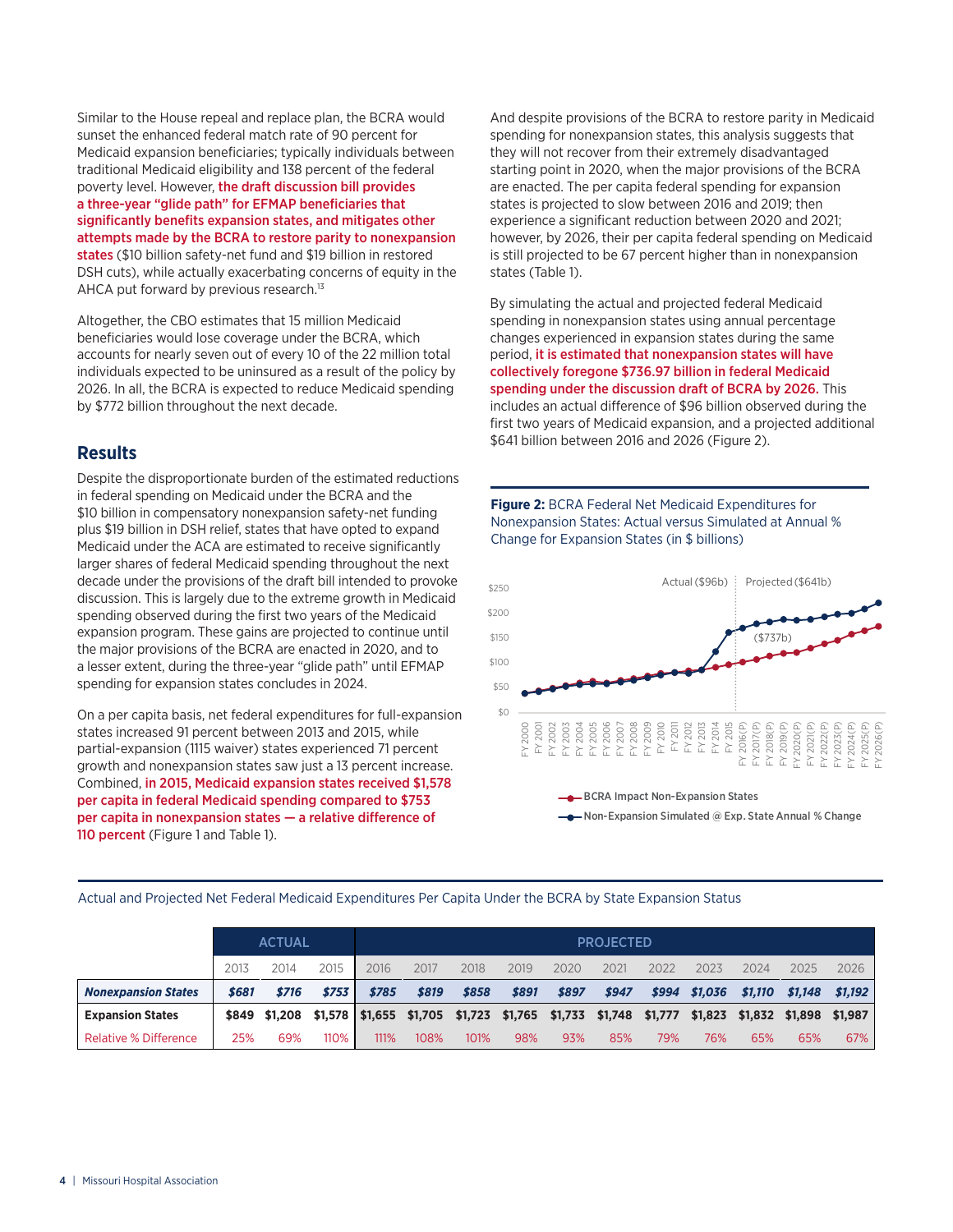Similar to the House repeal and replace plan, the BCRA would sunset the enhanced federal match rate of 90 percent for Medicaid expansion beneficiaries; typically individuals between traditional Medicaid eligibility and 138 percent of the federal poverty level. However, **the draft discussion bill provides a three-year "glide path" for EFMAP beneficiaries that significantly benefits expansion states, and mitigates other attempts made by the BCRA to restore parity to nonexpansion states** ($10 billion safety-net fund and $19 billion in restored DSH cuts), while actually exacerbating concerns of equity in the AHCA put forward by previous research.[13]

Altogether, the CBO estimates that 15 million Medicaid beneficiaries would lose coverage under the BCRA, which accounts for nearly seven out of every 10 of the 22 million total individuals expected to be uninsured as a result of the policy by 2026. In all, the BCRA is expected to reduce Medicaid spending by $772 billion throughout the next decade.

## Results

Despite the disproportionate burden of the estimated reductions in federal spending on Medicaid under the BCRA and the $10 billion in compensatory nonexpansion safety-net funding plus $19 billion in DSH relief, states that have opted to expand Medicaid under the ACA are estimated to receive significantly larger shares of federal Medicaid spending throughout the next decade under the provisions of the draft bill intended to provoke discussion. This is largely due to the extreme growth in Medicaid spending observed during the first two years of the Medicaid expansion program. These gains are projected to continue until the major provisions of the BCRA are enacted in 2020, and to a lesser extent, during the three-year "glide path" until EFMAP spending for expansion states concludes in 2024.

On a per capita basis, net federal expenditures for full-expansion states increased 91 percent between 2013 and 2015, while partial-expansion (1115 waiver) states experienced 71 percent growth and nonexpansion states saw just a 13 percent increase. Combined, **in 2015, Medicaid expansion states received $1,578 per capita in federal Medicaid spending compared to $753 per capita in nonexpansion states — a relative difference of 110 percent** (Figure 1 and Table 1).

And despite provisions of the BCRA to restore parity in Medicaid spending for nonexpansion states, this analysis suggests that they will not recover from their extremely disadvantaged starting point in 2020, when the major provisions of the BCRA are enacted. The per capita federal spending for expansion states is projected to slow between 2016 and 2019; then experience a significant reduction between 2020 and 2021; however, by 2026, their per capita federal spending on Medicaid is still projected to be 67 percent higher than in nonexpansion states (Table 1).

By simulating the actual and projected federal Medicaid spending in nonexpansion states using annual percentage changes experienced in expansion states during the same period, **it is estimated that nonexpansion states will have collectively foregone $736.97 billion in federal Medicaid spending under the discussion draft of BCRA by 2026.** This includes an actual difference of $96 billion observed during the first two years of Medicaid expansion, and a projected additional $641 billion between 2016 and 2026 (Figure 2).

**Figure 2:** BCRA Federal Net Medicaid Expenditures for Nonexpansion States: Actual versus Simulated at Annual % Change for Expansion States (in $ billions)

Actual and Projected Net Federal Medicaid Expenditures Per Capita Under the BCRA by State Expansion Status

| | ACTUAL | | | PROJECTED | | | | | | | | | | |
|---|---|---|---|---|---|---|---|---|---|---|---|---|---|---|
| | 2013 | 2014 | 2015 | 2016 | 2017 | 2018 | 2019 | 2020 | 2021 | 2022 | 2023 | 2024 | 2025 | 2026 |
| ***Nonexpansion States*** | ***$681*** | ***$716*** | ***$753*** | ***$785*** | ***$819*** | ***$858*** | ***$891*** | ***$897*** | ***$947*** | ***$994*** | ***$1,036*** | ***$1,110*** | ***$1,148*** | ***$1,192*** |
| **Expansion States** | **$849** | **$1,208** | **$1,578** | **$1,655** | **$1,705** | **$1,723** | **$1,765** | **$1,733** | **$1,748** | **$1,777** | **$1,823** | **$1,832** | **$1,898** | **$1,987** |
| Relative % Difference | 25% | 69% | 110% | 111% | 108% | 101% | 98% | 93% | 85% | 79% | 76% | 65% | 65% | 67% |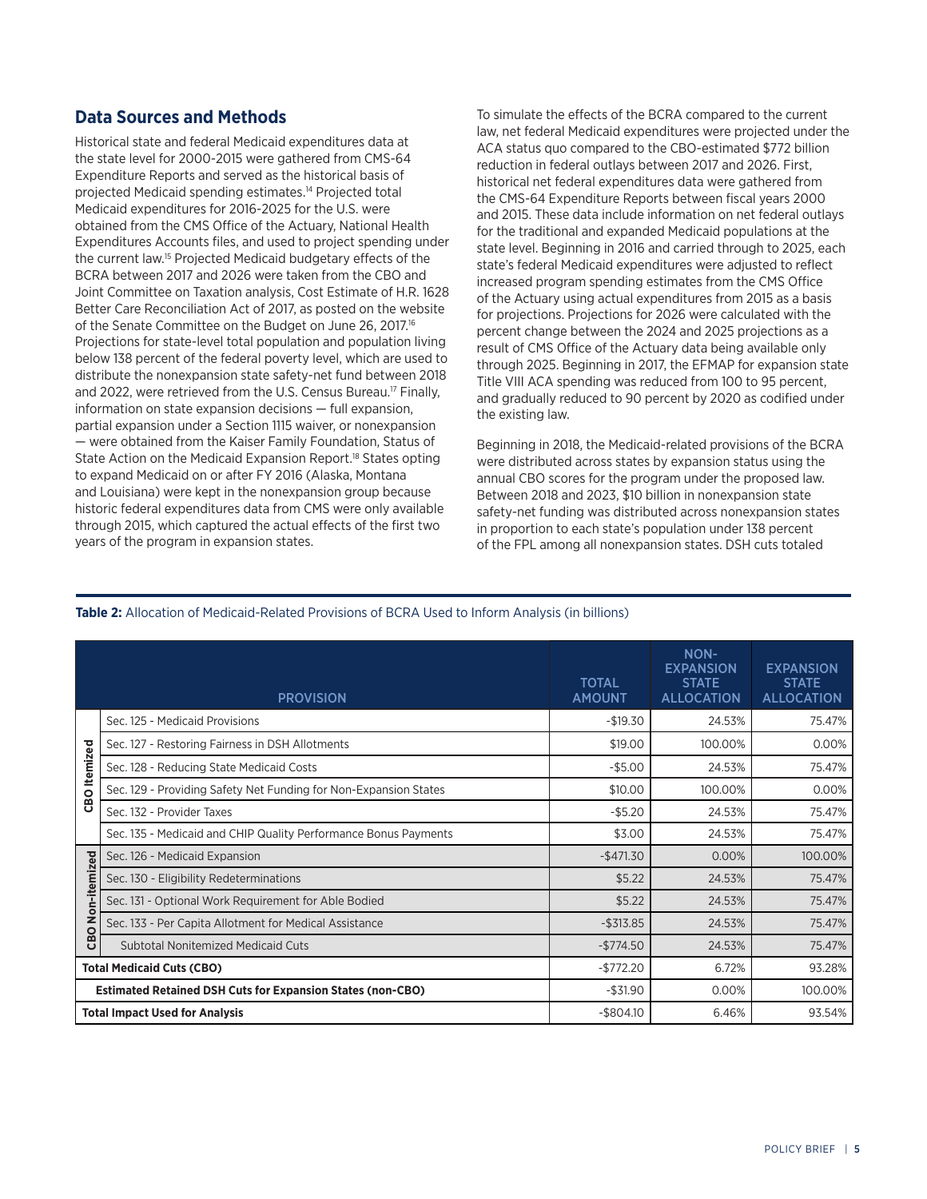## Data Sources and Methods

Historical state and federal Medicaid expenditures data at the state level for 2000-2015 were gathered from CMS-64 Expenditure Reports and served as the historical basis of projected Medicaid spending estimates.[14] Projected total Medicaid expenditures for 2016-2025 for the U.S. were obtained from the CMS Office of the Actuary, National Health Expenditures Accounts files, and used to project spending under the current law.[15] Projected Medicaid budgetary effects of the BCRA between 2017 and 2026 were taken from the CBO and Joint Committee on Taxation analysis, Cost Estimate of H.R. 1628 Better Care Reconciliation Act of 2017, as posted on the website of the Senate Committee on the Budget on June 26, 2017.[16] Projections for state-level total population and population living below 138 percent of the federal poverty level, which are used to distribute the nonexpansion state safety-net fund between 2018 and 2022, were retrieved from the U.S. Census Bureau.[17] Finally, information on state expansion decisions — full expansion, partial expansion under a Section 1115 waiver, or nonexpansion — were obtained from the Kaiser Family Foundation, Status of State Action on the Medicaid Expansion Report.[18] States opting to expand Medicaid on or after FY 2016 (Alaska, Montana and Louisiana) were kept in the nonexpansion group because historic federal expenditures data from CMS were only available through 2015, which captured the actual effects of the first two years of the program in expansion states.

To simulate the effects of the BCRA compared to the current law, net federal Medicaid expenditures were projected under the ACA status quo compared to the CBO-estimated $772 billion reduction in federal outlays between 2017 and 2026. First, historical net federal expenditures data were gathered from the CMS-64 Expenditure Reports between fiscal years 2000 and 2015. These data include information on net federal outlays for the traditional and expanded Medicaid populations at the state level. Beginning in 2016 and carried through to 2025, each state's federal Medicaid expenditures were adjusted to reflect increased program spending estimates from the CMS Office of the Actuary using actual expenditures from 2015 as a basis for projections. Projections for 2026 were calculated with the percent change between the 2024 and 2025 projections as a result of CMS Office of the Actuary data being available only through 2025. Beginning in 2017, the EFMAP for expansion state Title VIII ACA spending was reduced from 100 to 95 percent, and gradually reduced to 90 percent by 2020 as codified under the existing law.

Beginning in 2018, the Medicaid-related provisions of the BCRA were distributed across states by expansion status using the annual CBO scores for the program under the proposed law. Between 2018 and 2023, $10 billion in nonexpansion state safety-net funding was distributed across nonexpansion states in proportion to each state's population under 138 percent of the FPL among all nonexpansion states. DSH cuts totaled

**Table 2:** Allocation of Medicaid-Related Provisions of BCRA Used to Inform Analysis (in billions)

| | PROVISION | TOTAL AMOUNT | NON-EXPANSION STATE ALLOCATION | EXPANSION STATE ALLOCATION |
|---|---|---|---|---|
| CBO Itemized | Sec. 125 - Medicaid Provisions | -$19.30 | 24.53% | 75.47% |
| | Sec. 127 - Restoring Fairness in DSH Allotments | $19.00 | 100.00% | 0.00% |
| | Sec. 128 - Reducing State Medicaid Costs | -$5.00 | 24.53% | 75.47% |
| | Sec. 129 - Providing Safety Net Funding for Non-Expansion States | $10.00 | 100.00% | 0.00% |
| | Sec. 132 - Provider Taxes | -$5.20 | 24.53% | 75.47% |
| | Sec. 135 - Medicaid and CHIP Quality Performance Bonus Payments | $3.00 | 24.53% | 75.47% |
| CBO Non-itemized | Sec. 126 - Medicaid Expansion | -$471.30 | 0.00% | 100.00% |
| | Sec. 130 - Eligibility Redeterminations | $5.22 | 24.53% | 75.47% |
| | Sec. 131 - Optional Work Requirement for Able Bodied | $5.22 | 24.53% | 75.47% |
| | Sec. 133 - Per Capita Allotment for Medical Assistance | -$313.85 | 24.53% | 75.47% |
| | Subtotal Nonitemized Medicaid Cuts | -$774.50 | 24.53% | 75.47% |
| **Total Medicaid Cuts (CBO)** | | -$772.20 | 6.72% | 93.28% |
| **Estimated Retained DSH Cuts for Expansion States (non-CBO)** | | -$31.90 | 0.00% | 100.00% |
| **Total Impact Used for Analysis** | | -$804.10 | 6.46% | 93.54% |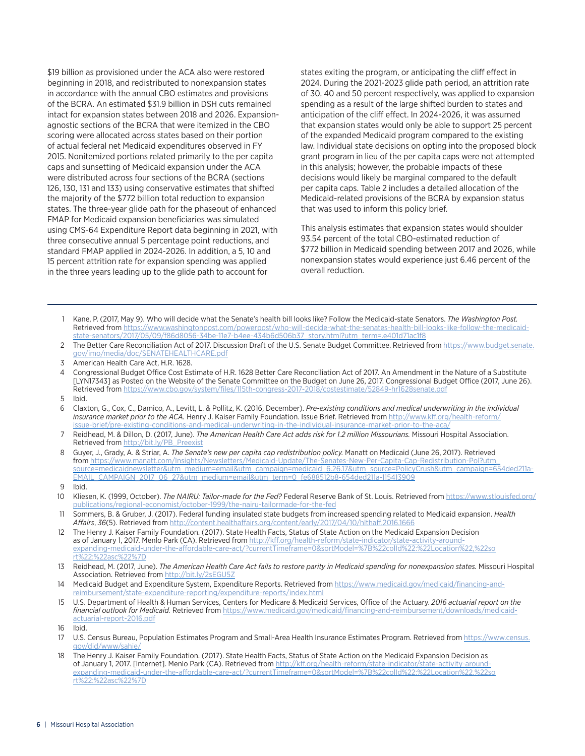$19 billion as provisioned under the ACA also were restored beginning in 2018, and redistributed to nonexpansion states in accordance with the annual CBO estimates and provisions of the BCRA. An estimated $31.9 billion in DSH cuts remained intact for expansion states between 2018 and 2026. Expansion-agnostic sections of the BCRA that were itemized in the CBO scoring were allocated across states based on their portion of actual federal net Medicaid expenditures observed in FY 2015. Nonitemized portions related primarily to the per capita caps and sunsetting of Medicaid expansion under the ACA were distributed across four sections of the BCRA (sections 126, 130, 131 and 133) using conservative estimates that shifted the majority of the $772 billion total reduction to expansion states. The three-year glide path for the phaseout of enhanced FMAP for Medicaid expansion beneficiaries was simulated using CMS-64 Expenditure Report data beginning in 2021, with three consecutive annual 5 percentage point reductions, and standard FMAP applied in 2024-2026. In addition, a 5, 10 and 15 percent attrition rate for expansion spending was applied in the three years leading up to the glide path to account for states exiting the program, or anticipating the cliff effect in 2024. During the 2021-2023 glide path period, an attrition rate of 30, 40 and 50 percent respectively, was applied to expansion spending as a result of the large shifted burden to states and anticipation of the cliff effect. In 2024-2026, it was assumed that expansion states would only be able to support 25 percent of the expanded Medicaid program compared to the existing law. Individual state decisions on opting into the proposed block grant program in lieu of the per capita caps were not attempted in this analysis; however, the probable impacts of these decisions would likely be marginal compared to the default per capita caps. Table 2 includes a detailed allocation of the Medicaid-related provisions of the BCRA by expansion status that was used to inform this policy brief.

This analysis estimates that expansion states would shoulder 93.54 percent of the total CBO-estimated reduction of $772 billion in Medicaid spending between 2017 and 2026, while nonexpansion states would experience just 6.46 percent of the overall reduction.

---

1. Kane, P. (2017, May 9). Who will decide what the Senate's health bill looks like? Follow the Medicaid-state Senators. *The Washington Post.* Retrieved from https://www.washingtonpost.com/powerpost/who-will-decide-what-the-senates-health-bill-looks-like-follow-the-medicaid-state-senators/2017/05/09/f86d8056-34be-11e7-b4ee-434b6d506b37_story.html?utm_term=.e401d71ac1f8
2. The Better Care Reconciliation Act of 2017. Discussion Draft of the U.S. Senate Budget Committee. Retrieved from https://www.budget.senate.gov/imo/media/doc/SENATEHEALTHCARE.pdf
3. American Health Care Act, H.R. 1628.
4. Congressional Budget Office Cost Estimate of H.R. 1628 Better Care Reconciliation Act of 2017. An Amendment in the Nature of a Substitute [LYN17343] as Posted on the Website of the Senate Committee on the Budget on June 26, 2017. Congressional Budget Office (2017, June 26). Retrieved from https://www.cbo.gov/system/files/115th-congress-2017-2018/costestimate/52849-hr1628senate.pdf
5. Ibid.
6. Claxton, G., Cox, C., Damico, A., Levitt, L. & Pollitz, K. (2016, December). *Pre-existing conditions and medical underwriting in the individual insurance market prior to the ACA.* Henry J. Kaiser Family Foundation. Issue Brief. Retrieved from http://www.kff.org/health-reform/issue-brief/pre-existing-conditions-and-medical-underwriting-in-the-individual-insurance-market-prior-to-the-aca/
7. Reidhead, M. & Dillon, D. (2017, June). *The American Health Care Act adds risk for 1.2 million Missourians.* Missouri Hospital Association. Retrieved from http://bit.ly/PB_Preexist
8. Guyer, J., Grady, A. & Striar, A. *The Senate's new per capita cap redistribution policy.* Manatt on Medicaid (June 26, 2017). Retrieved from https://www.manatt.com/Insights/Newsletters/Medicaid-Update/The-Senates-New-Per-Capita-Cap-Redistribution-Pol?utm_source=medicaidnewsletter&utm_medium=email&utm_campaign=medicaid_6.26.17&utm_source=PolicyCrush&utm_campaign=654ded211a-EMAIL_CAMPAIGN_2017_06_27&utm_medium=email&utm_term=0_fe688512b8-654ded211a-115413909
9. Ibid.
10. Kliesen, K. (1999, October). *The NAIRU: Tailor-made for the Fed?* Federal Reserve Bank of St. Louis. Retrieved from https://www.stlouisfed.org/publications/regional-economist/october-1999/the-nairu-tailormade-for-the-fed
11. Sommers, B. & Gruber, J. (2017). Federal funding insulated state budgets from increased spending related to Medicaid expansion. *Health Affairs*, *36*(5). Retrieved from http://content.healthaffairs.org/content/early/2017/04/10/hlthaff.2016.1666
12. The Henry J. Kaiser Family Foundation. (2017). State Health Facts, Status of State Action on the Medicaid Expansion Decision as of January 1, 2017. Menlo Park (CA). Retrieved from http://kff.org/health-reform/state-indicator/state-activity-around-expanding-medicaid-under-the-affordable-care-act/?currentTimeframe=0&sortModel=%7B%22colId%22:%22Location%22,%22sort%22:%22asc%22%7D
13. Reidhead, M. (2017, June). *The American Health Care Act fails to restore parity in Medicaid spending for nonexpansion states.* Missouri Hospital Association. Retrieved from http://bit.ly/2sEGU5Z
14. Medicaid Budget and Expenditure System, Expenditure Reports. Retrieved from https://www.medicaid.gov/medicaid/financing-and-reimbursement/state-expenditure-reporting/expenditure-reports/index.html
15. U.S. Department of Health & Human Services, Centers for Medicare & Medicaid Services, Office of the Actuary. *2016 actuarial report on the financial outlook for Medicaid.* Retrieved from https://www.medicaid.gov/medicaid/financing-and-reimbursement/downloads/medicaid-actuarial-report-2016.pdf
16. Ibid.
17. U.S. Census Bureau, Population Estimates Program and Small-Area Health Insurance Estimates Program. Retrieved from https://www.census.gov/did/www/sahie/
18. The Henry J. Kaiser Family Foundation. (2017). State Health Facts, Status of State Action on the Medicaid Expansion Decision as of January 1, 2017. [Internet]. Menlo Park (CA). Retrieved from http://kff.org/health-reform/state-indicator/state-activity-around-expanding-medicaid-under-the-affordable-care-act/?currentTimeframe=0&sortModel=%7B%22colId%22:%22Location%22,%22sort%22:%22asc%22%7D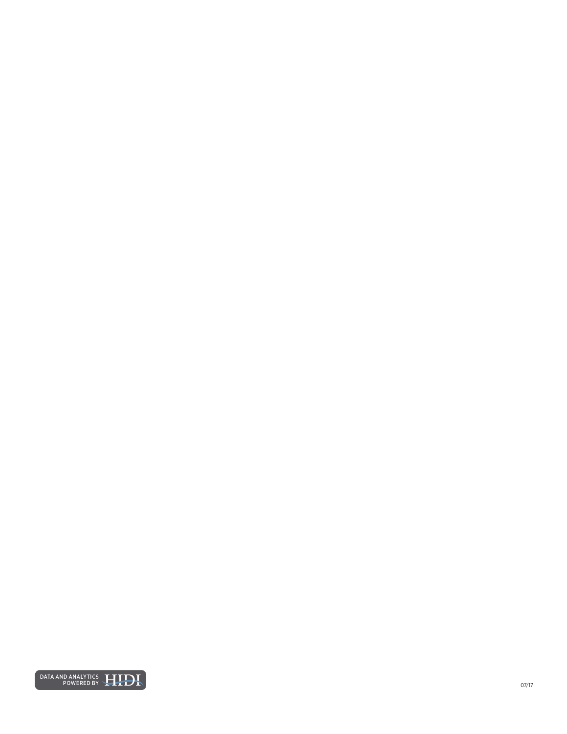DATA AND ANALYTICS POWERED BY HIDI

07/17